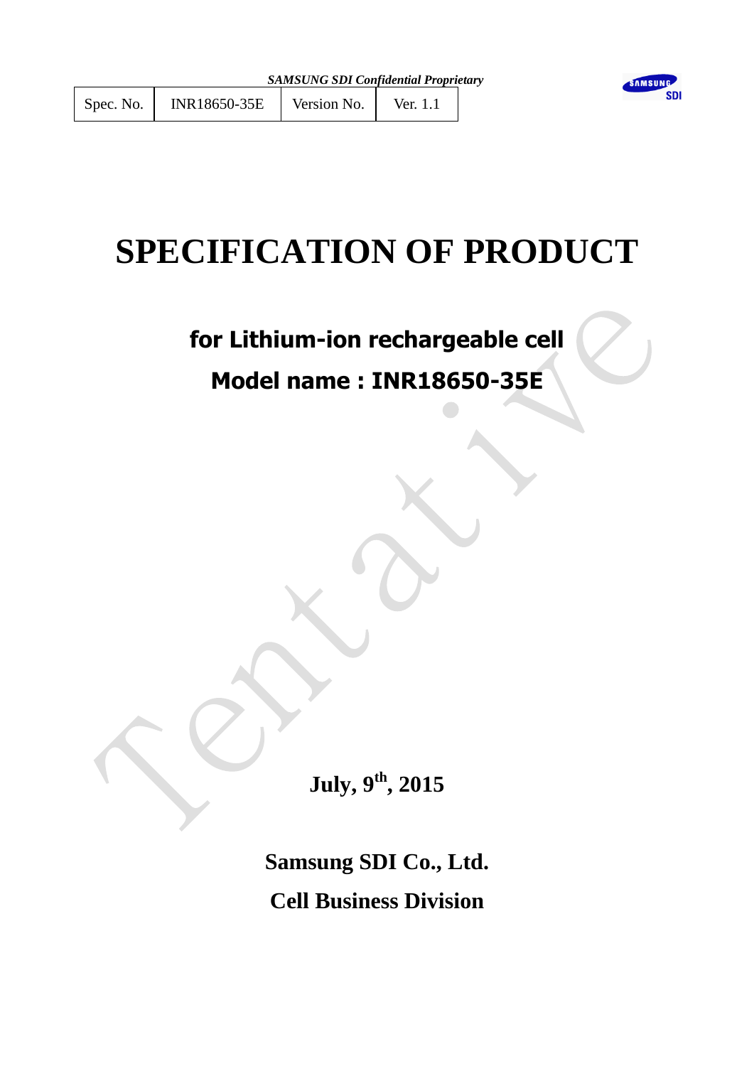*SAMSUNG SDI Confidential Proprietary*

| Spec. No. | INR18650-35E | Version No. | Ver. 1.1 |
| --- | --- | --- | --- |

# SPECIFICATION OF PRODUCT

## for Lithium-ion rechargeable cell

## Model name : INR18650-35E

Tentative

**July, 9th, 2015**

**Samsung SDI Co., Ltd.**

**Cell Business Division**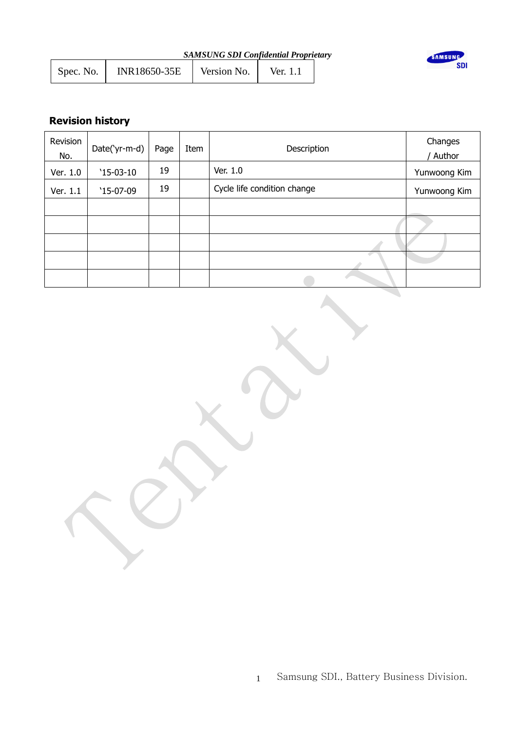| Spec. No. | INR18650-35E | Version No. | Ver. 1.1 |
|---|---|---|---|

## Revision history

| Revision No. | Date('yr-m-d) | Page | Item | Description | Changes / Author |
|---|---|---|---|---|---|
| Ver. 1.0 | '15-03-10 | 19 | | Ver. 1.0 | Yunwoong Kim |
| Ver. 1.1 | '15-07-09 | 19 | | Cycle life condition change | Yunwoong Kim |
| | | | | | |
| | | | | | |
| | | | | | |
| | | | | | |
| | | | | | |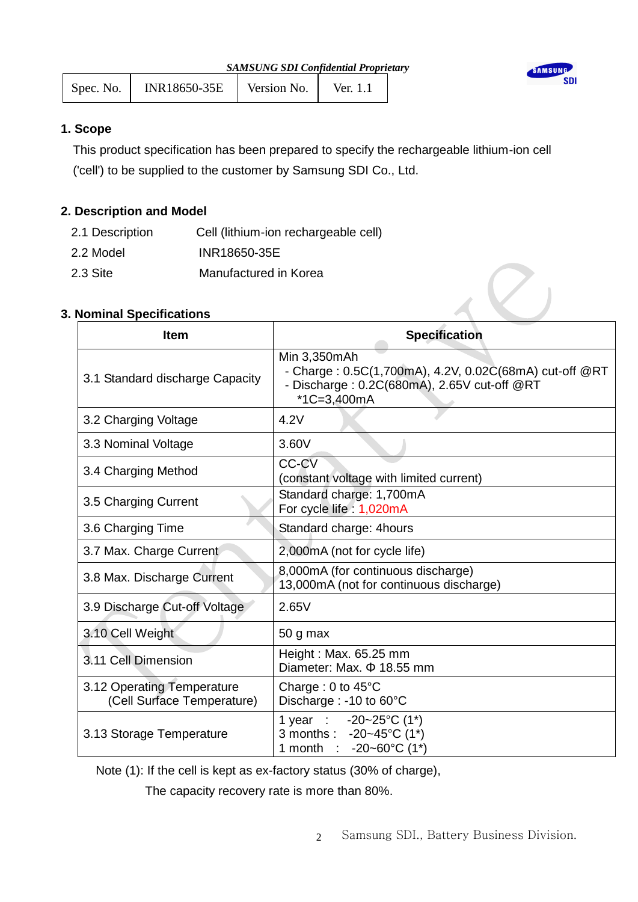## 1. Scope

This product specification has been prepared to specify the rechargeable lithium-ion cell ('cell') to be supplied to the customer by Samsung SDI Co., Ltd.

## 2. Description and Model

2.1 Description  Cell (lithium-ion rechargeable cell)

2.2 Model  INR18650-35E

2.3 Site  Manufactured in Korea

## 3. Nominal Specifications

| Item | Specification |
|---|---|
| 3.1 Standard discharge Capacity | Min 3,350mAh<br>- Charge : 0.5C(1,700mA), 4.2V, 0.02C(68mA) cut-off @RT<br>- Discharge : 0.2C(680mA), 2.65V cut-off @RT<br>*1C=3,400mA |
| 3.2 Charging Voltage | 4.2V |
| 3.3 Nominal Voltage | 3.60V |
| 3.4 Charging Method | CC-CV<br>(constant voltage with limited current) |
| 3.5 Charging Current | Standard charge: 1,700mA<br>For cycle life : 1,020mA |
| 3.6 Charging Time | Standard charge: 4hours |
| 3.7 Max. Charge Current | 2,000mA (not for cycle life) |
| 3.8 Max. Discharge Current | 8,000mA (for continuous discharge)<br>13,000mA (not for continuous discharge) |
| 3.9 Discharge Cut-off Voltage | 2.65V |
| 3.10 Cell Weight | 50 g max |
| 3.11 Cell Dimension | Height : Max. 65.25 mm<br>Diameter: Max. Φ 18.55 mm |
| 3.12 Operating Temperature (Cell Surface Temperature) | Charge : 0 to 45°C<br>Discharge : -10 to 60°C |
| 3.13 Storage Temperature | 1 year : -20~25°C (1*)<br>3 months : -20~45°C (1*)<br>1 month : -20~60°C (1*) |

Note (1): If the cell is kept as ex-factory status (30% of charge),
The capacity recovery rate is more than 80%.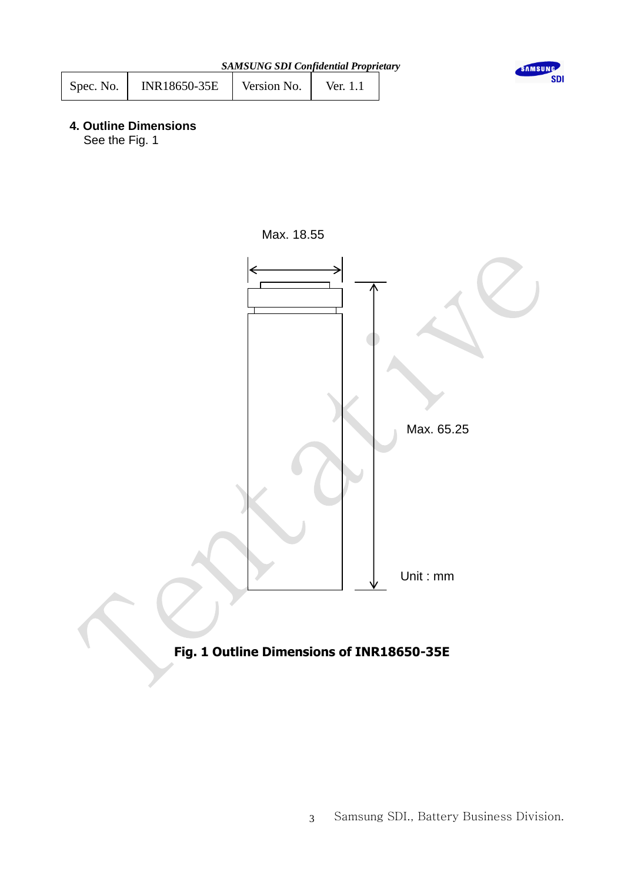## 4. Outline Dimensions

See the Fig. 1

Max. 18.55

Max. 65.25

Unit : mm

**Fig. 1 Outline Dimensions of INR18650-35E**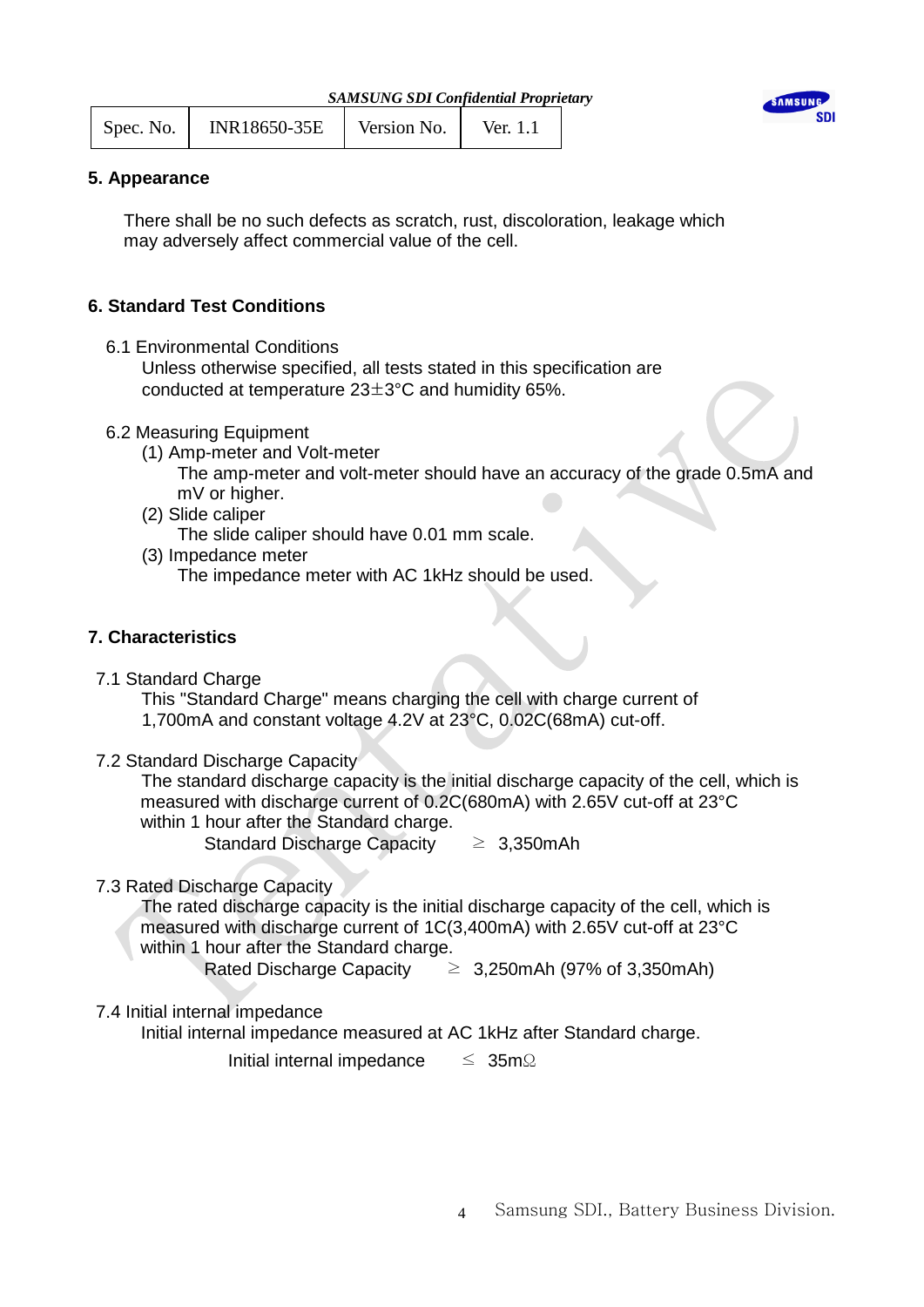## 5. Appearance

There shall be no such defects as scratch, rust, discoloration, leakage which may adversely affect commercial value of the cell.

## 6. Standard Test Conditions

6.1 Environmental Conditions

Unless otherwise specified, all tests stated in this specification are conducted at temperature 23±3°C and humidity 65%.

6.2 Measuring Equipment

(1) Amp-meter and Volt-meter

The amp-meter and volt-meter should have an accuracy of the grade 0.5mA and mV or higher.

(2) Slide caliper

The slide caliper should have 0.01 mm scale.

(3) Impedance meter

The impedance meter with AC 1kHz should be used.

## 7. Characteristics

7.1 Standard Charge

This "Standard Charge" means charging the cell with charge current of 1,700mA and constant voltage 4.2V at 23°C, 0.02C(68mA) cut-off.

7.2 Standard Discharge Capacity

The standard discharge capacity is the initial discharge capacity of the cell, which is measured with discharge current of 0.2C(680mA) with 2.65V cut-off at 23°C within 1 hour after the Standard charge.

Standard Discharge Capacity ≥ 3,350mAh

7.3 Rated Discharge Capacity

The rated discharge capacity is the initial discharge capacity of the cell, which is measured with discharge current of 1C(3,400mA) with 2.65V cut-off at 23°C within 1 hour after the Standard charge.

Rated Discharge Capacity ≥ 3,250mAh (97% of 3,350mAh)

7.4 Initial internal impedance

Initial internal impedance measured at AC 1kHz after Standard charge.

Initial internal impedance ≤ 35mΩ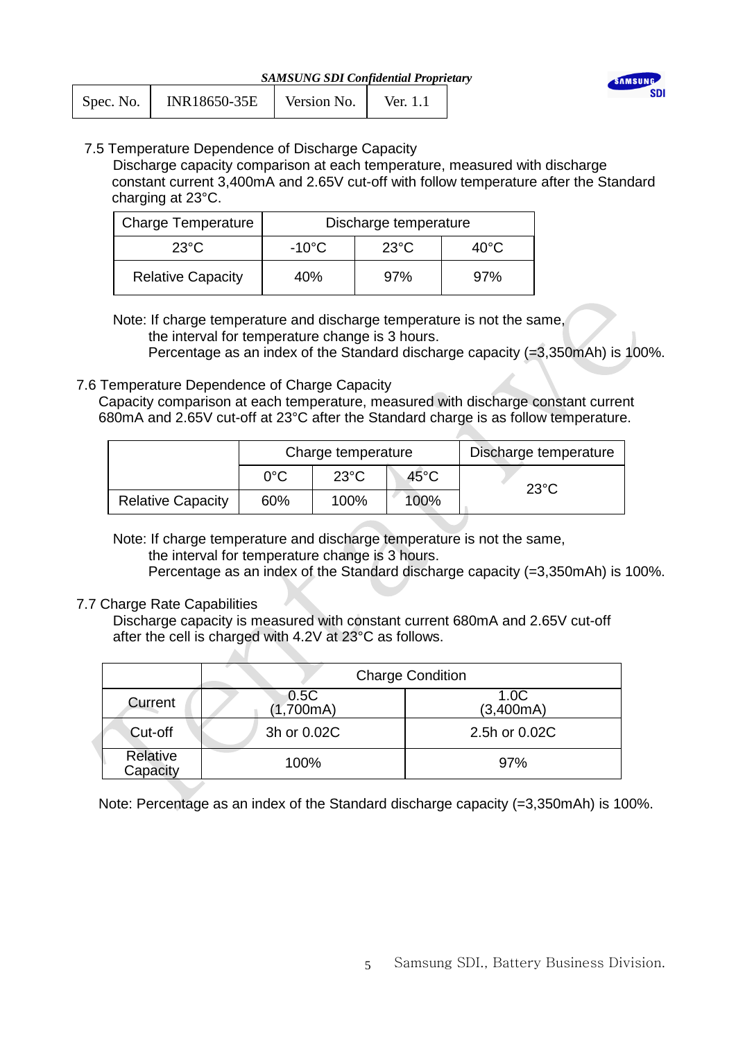### 7.5 Temperature Dependence of Discharge Capacity

Discharge capacity comparison at each temperature, measured with discharge constant current 3,400mA and 2.65V cut-off with follow temperature after the Standard charging at 23°C.

| Charge Temperature | Discharge temperature | | |
|---|---|---|---|
| 23°C | -10°C | 23°C | 40°C |
| Relative Capacity | 40% | 97% | 97% |

Note: If charge temperature and discharge temperature is not the same, the interval for temperature change is 3 hours.
Percentage as an index of the Standard discharge capacity (=3,350mAh) is 100%.

### 7.6 Temperature Dependence of Charge Capacity

Capacity comparison at each temperature, measured with discharge constant current 680mA and 2.65V cut-off at 23°C after the Standard charge is as follow temperature.

| | Charge temperature | | | Discharge temperature |
|---|---|---|---|---|
| | 0°C | 23°C | 45°C | 23°C |
| Relative Capacity | 60% | 100% | 100% | |

Note: If charge temperature and discharge temperature is not the same, the interval for temperature change is 3 hours.
Percentage as an index of the Standard discharge capacity (=3,350mAh) is 100%.

### 7.7 Charge Rate Capabilities

Discharge capacity is measured with constant current 680mA and 2.65V cut-off after the cell is charged with 4.2V at 23°C as follows.

| | Charge Condition | |
|---|---|---|
| Current | 0.5C (1,700mA) | 1.0C (3,400mA) |
| Cut-off | 3h or 0.02C | 2.5h or 0.02C |
| Relative Capacity | 100% | 97% |

Note: Percentage as an index of the Standard discharge capacity (=3,350mAh) is 100%.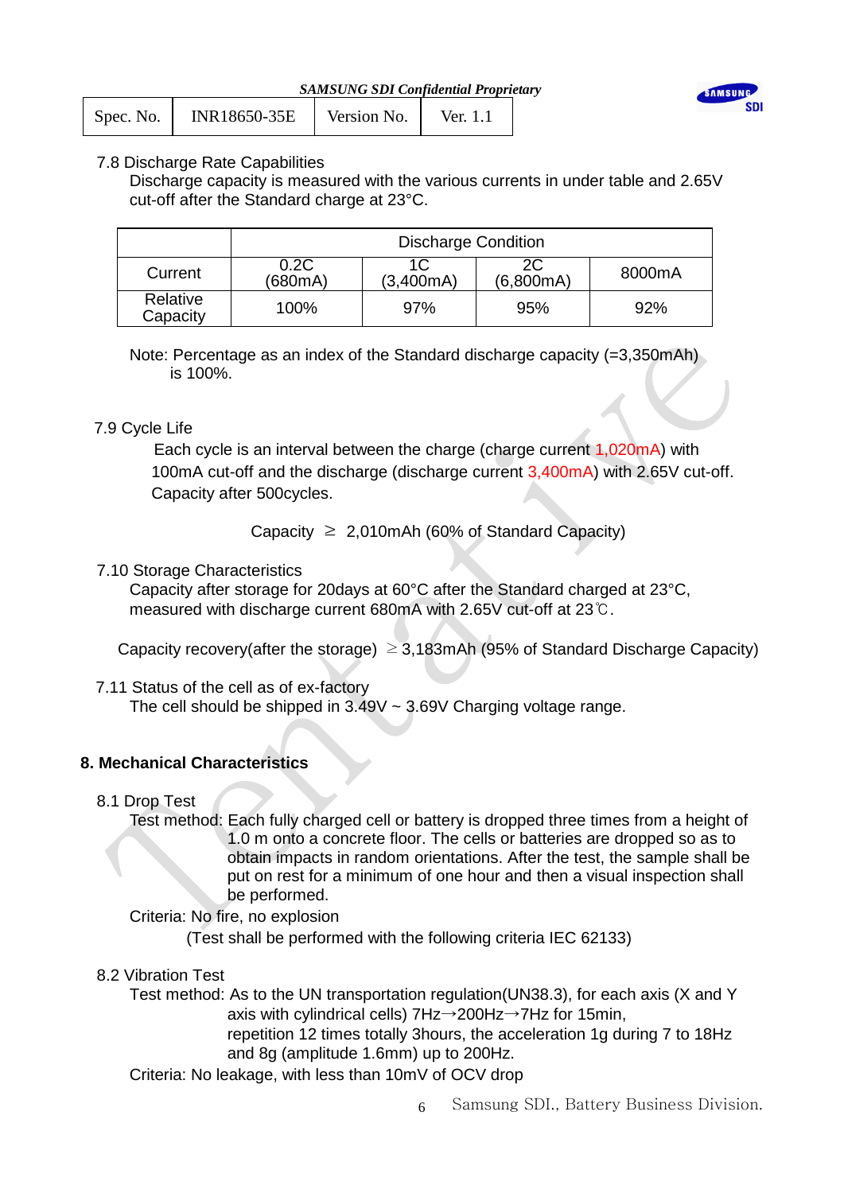7.8 Discharge Rate Capabilities

Discharge capacity is measured with the various currents in under table and 2.65V cut-off after the Standard charge at 23°C.

| | Discharge Condition | | | |
|---|---|---|---|---|
| Current | 0.2C (680mA) | 1C (3,400mA) | 2C (6,800mA) | 8000mA |
| Relative Capacity | 100% | 97% | 95% | 92% |

Note: Percentage as an index of the Standard discharge capacity (=3,350mAh) is 100%.

7.9 Cycle Life

Each cycle is an interval between the charge (charge current 1,020mA) with 100mA cut-off and the discharge (discharge current 3,400mA) with 2.65V cut-off. Capacity after 500cycles.

Capacity ≥ 2,010mAh (60% of Standard Capacity)

7.10 Storage Characteristics

Capacity after storage for 20days at 60°C after the Standard charged at 23°C, measured with discharge current 680mA with 2.65V cut-off at 23℃.

Capacity recovery(after the storage) ≥ 3,183mAh (95% of Standard Discharge Capacity)

7.11 Status of the cell as of ex-factory

The cell should be shipped in 3.49V ~ 3.69V Charging voltage range.

## 8. Mechanical Characteristics

8.1 Drop Test

Test method: Each fully charged cell or battery is dropped three times from a height of 1.0 m onto a concrete floor. The cells or batteries are dropped so as to obtain impacts in random orientations. After the test, the sample shall be put on rest for a minimum of one hour and then a visual inspection shall be performed.

Criteria: No fire, no explosion

(Test shall be performed with the following criteria IEC 62133)

8.2 Vibration Test

Test method: As to the UN transportation regulation(UN38.3), for each axis (X and Y axis with cylindrical cells) 7Hz→200Hz→7Hz for 15min, repetition 12 times totally 3hours, the acceleration 1g during 7 to 18Hz and 8g (amplitude 1.6mm) up to 200Hz.

Criteria: No leakage, with less than 10mV of OCV drop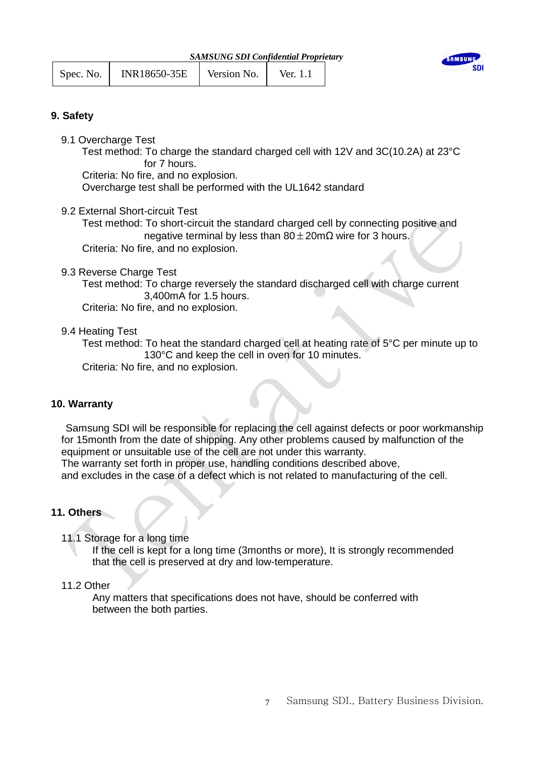## 9. Safety

9.1 Overcharge Test

Test method: To charge the standard charged cell with 12V and 3C(10.2A) at 23°C for 7 hours.

Criteria: No fire, and no explosion.

Overcharge test shall be performed with the UL1642 standard

9.2 External Short-circuit Test

Test method: To short-circuit the standard charged cell by connecting positive and negative terminal by less than 80±20mΩ wire for 3 hours.

Criteria: No fire, and no explosion.

9.3 Reverse Charge Test

Test method: To charge reversely the standard discharged cell with charge current 3,400mA for 1.5 hours.

Criteria: No fire, and no explosion.

9.4 Heating Test

Test method: To heat the standard charged cell at heating rate of 5°C per minute up to 130°C and keep the cell in oven for 10 minutes.

Criteria: No fire, and no explosion.

## 10. Warranty

Samsung SDI will be responsible for replacing the cell against defects or poor workmanship for 15month from the date of shipping. Any other problems caused by malfunction of the equipment or unsuitable use of the cell are not under this warranty.
The warranty set forth in proper use, handling conditions described above,
and excludes in the case of a defect which is not related to manufacturing of the cell.

## 11. Others

11.1 Storage for a long time

If the cell is kept for a long time (3months or more), It is strongly recommended that the cell is preserved at dry and low-temperature.

11.2 Other

Any matters that specifications does not have, should be conferred with between the both parties.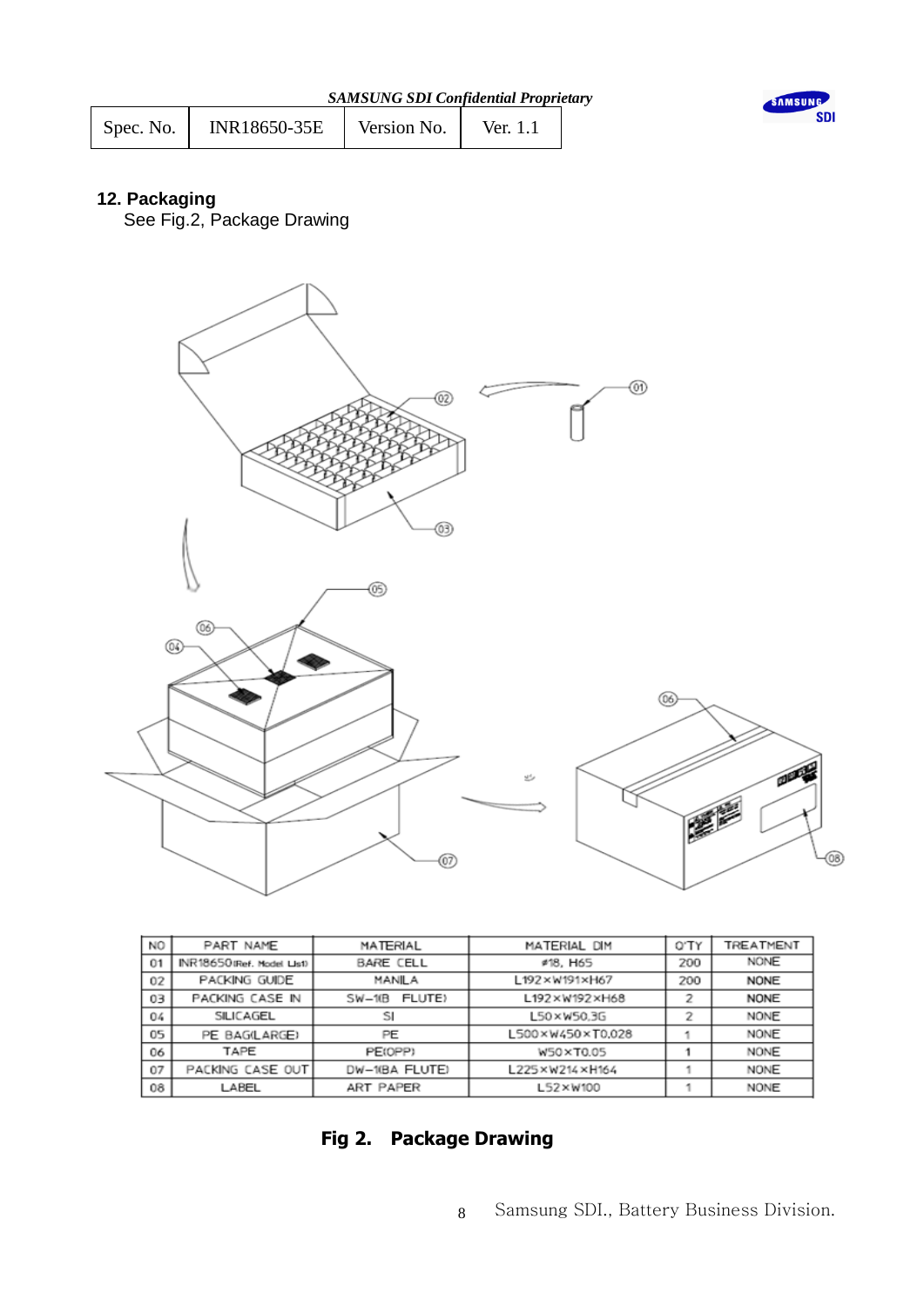## 12. Packaging

See Fig.2, Package Drawing

| NO | PART NAME | MATERIAL | MATERIAL DIM | Q'TY | TREATMENT |
|---|---|---|---|---|---|
| 01 | INR18650(Ref. Model List) | BARE CELL | ⌀18, H65 | 200 | NONE |
| 02 | PACKING GUIDE | MANILA | L192×W191×H67 | 200 | NONE |
| 03 | PACKING CASE IN | SW-1(B FLUTE) | L192×W192×H68 | 2 | NONE |
| 04 | SILICAGEL | SI | L50×W50.3G | 2 | NONE |
| 05 | PE BAG(LARGE) | PE | L500×W450×T0.028 | 1 | NONE |
| 06 | TAPE | PE(OPP) | W50×T0.05 | 1 | NONE |
| 07 | PACKING CASE OUT | DW-1(BA FLUTE) | L225×W214×H164 | 1 | NONE |
| 08 | LABEL | ART PAPER | L52×W100 | 1 | NONE |

**Fig 2. Package Drawing**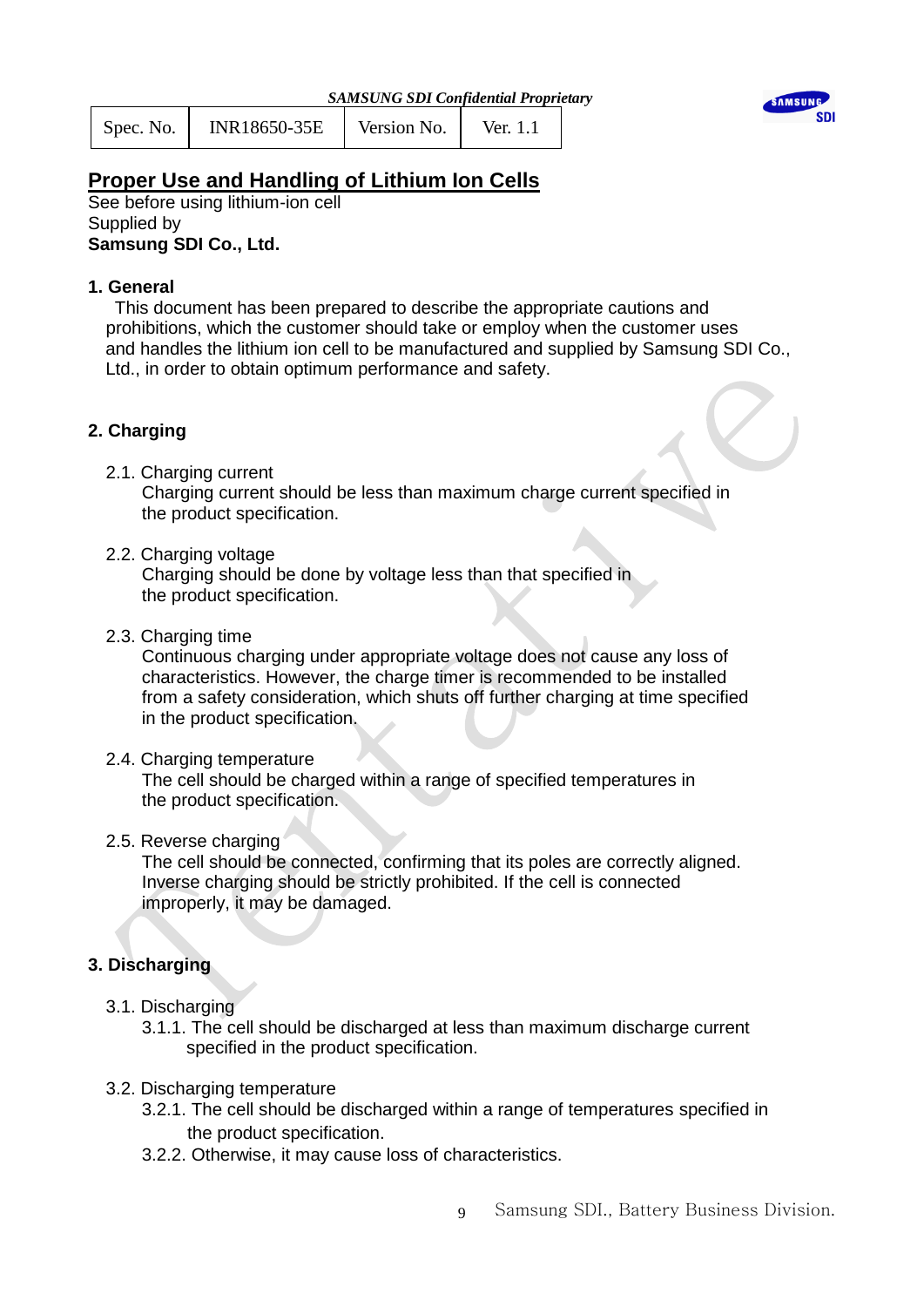# Proper Use and Handling of Lithium Ion Cells

See before using lithium-ion cell
Supplied by
**Samsung SDI Co., Ltd.**

## 1. General

This document has been prepared to describe the appropriate cautions and prohibitions, which the customer should take or employ when the customer uses and handles the lithium ion cell to be manufactured and supplied by Samsung SDI Co., Ltd., in order to obtain optimum performance and safety.

## 2. Charging

2.1. Charging current

Charging current should be less than maximum charge current specified in the product specification.

2.2. Charging voltage

Charging should be done by voltage less than that specified in the product specification.

2.3. Charging time

Continuous charging under appropriate voltage does not cause any loss of characteristics. However, the charge timer is recommended to be installed from a safety consideration, which shuts off further charging at time specified in the product specification.

2.4. Charging temperature

The cell should be charged within a range of specified temperatures in the product specification.

2.5. Reverse charging

The cell should be connected, confirming that its poles are correctly aligned. Inverse charging should be strictly prohibited. If the cell is connected improperly, it may be damaged.

## 3. Discharging

3.1. Discharging

3.1.1. The cell should be discharged at less than maximum discharge current specified in the product specification.

3.2. Discharging temperature

3.2.1. The cell should be discharged within a range of temperatures specified in the product specification.

3.2.2. Otherwise, it may cause loss of characteristics.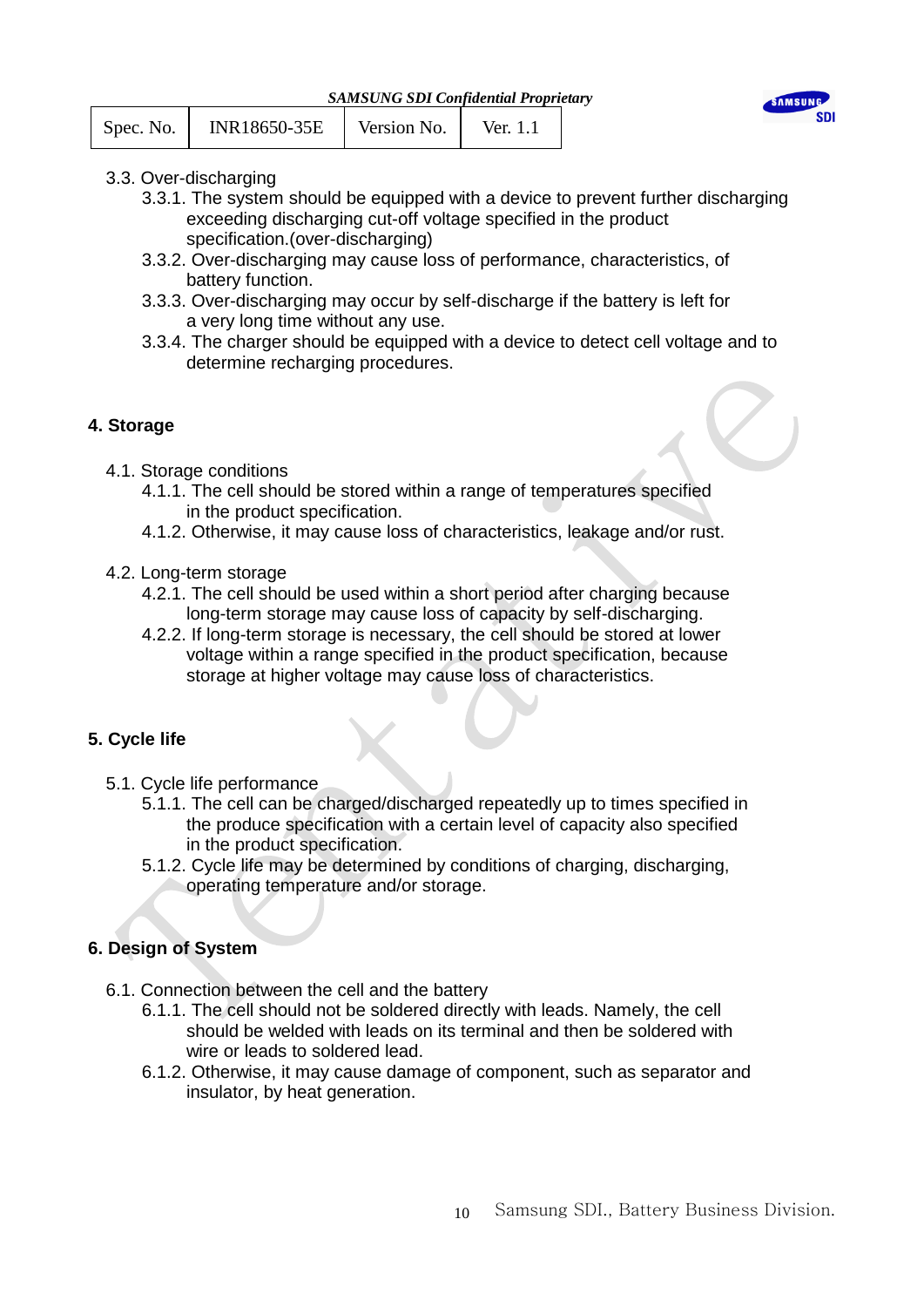3.3. Over-discharging

- 3.3.1. The system should be equipped with a device to prevent further discharging exceeding discharging cut-off voltage specified in the product specification.(over-discharging)
- 3.3.2. Over-discharging may cause loss of performance, characteristics, of battery function.
- 3.3.3. Over-discharging may occur by self-discharge if the battery is left for a very long time without any use.
- 3.3.4. The charger should be equipped with a device to detect cell voltage and to determine recharging procedures.

## 4. Storage

4.1. Storage conditions

- 4.1.1. The cell should be stored within a range of temperatures specified in the product specification.
- 4.1.2. Otherwise, it may cause loss of characteristics, leakage and/or rust.

4.2. Long-term storage

- 4.2.1. The cell should be used within a short period after charging because long-term storage may cause loss of capacity by self-discharging.
- 4.2.2. If long-term storage is necessary, the cell should be stored at lower voltage within a range specified in the product specification, because storage at higher voltage may cause loss of characteristics.

## 5. Cycle life

5.1. Cycle life performance

- 5.1.1. The cell can be charged/discharged repeatedly up to times specified in the produce specification with a certain level of capacity also specified in the product specification.
- 5.1.2. Cycle life may be determined by conditions of charging, discharging, operating temperature and/or storage.

## 6. Design of System

6.1. Connection between the cell and the battery

- 6.1.1. The cell should not be soldered directly with leads. Namely, the cell should be welded with leads on its terminal and then be soldered with wire or leads to soldered lead.
- 6.1.2. Otherwise, it may cause damage of component, such as separator and insulator, by heat generation.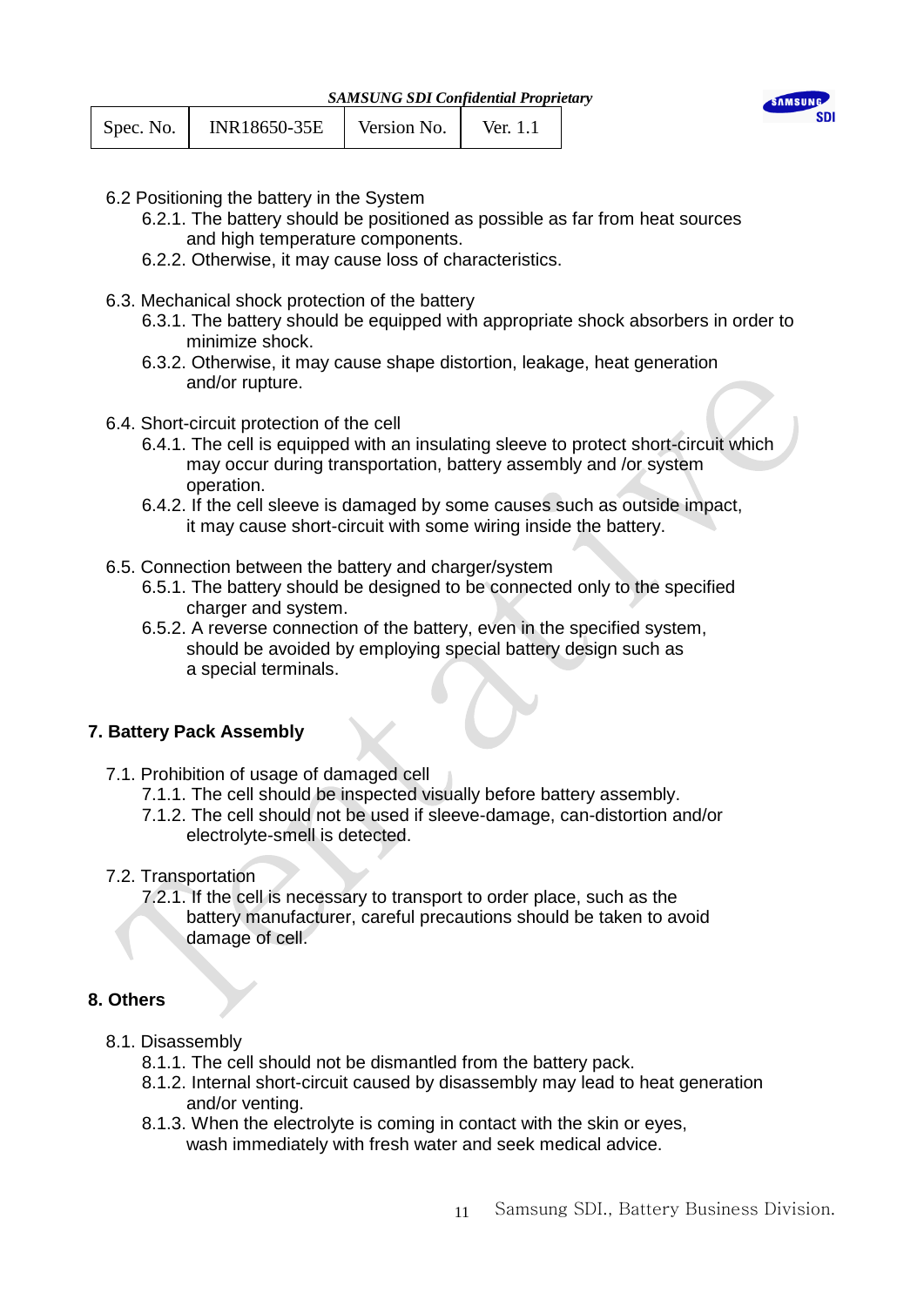6.2 Positioning the battery in the System

- 6.2.1. The battery should be positioned as possible as far from heat sources and high temperature components.
- 6.2.2. Otherwise, it may cause loss of characteristics.

6.3. Mechanical shock protection of the battery

- 6.3.1. The battery should be equipped with appropriate shock absorbers in order to minimize shock.
- 6.3.2. Otherwise, it may cause shape distortion, leakage, heat generation and/or rupture.

6.4. Short-circuit protection of the cell

- 6.4.1. The cell is equipped with an insulating sleeve to protect short-circuit which may occur during transportation, battery assembly and /or system operation.
- 6.4.2. If the cell sleeve is damaged by some causes such as outside impact, it may cause short-circuit with some wiring inside the battery.

6.5. Connection between the battery and charger/system

- 6.5.1. The battery should be designed to be connected only to the specified charger and system.
- 6.5.2. A reverse connection of the battery, even in the specified system, should be avoided by employing special battery design such as a special terminals.

## 7. Battery Pack Assembly

7.1. Prohibition of usage of damaged cell

- 7.1.1. The cell should be inspected visually before battery assembly.
- 7.1.2. The cell should not be used if sleeve-damage, can-distortion and/or electrolyte-smell is detected.

7.2. Transportation

- 7.2.1. If the cell is necessary to transport to order place, such as the battery manufacturer, careful precautions should be taken to avoid damage of cell.

## 8. Others

8.1. Disassembly

- 8.1.1. The cell should not be dismantled from the battery pack.
- 8.1.2. Internal short-circuit caused by disassembly may lead to heat generation and/or venting.
- 8.1.3. When the electrolyte is coming in contact with the skin or eyes, wash immediately with fresh water and seek medical advice.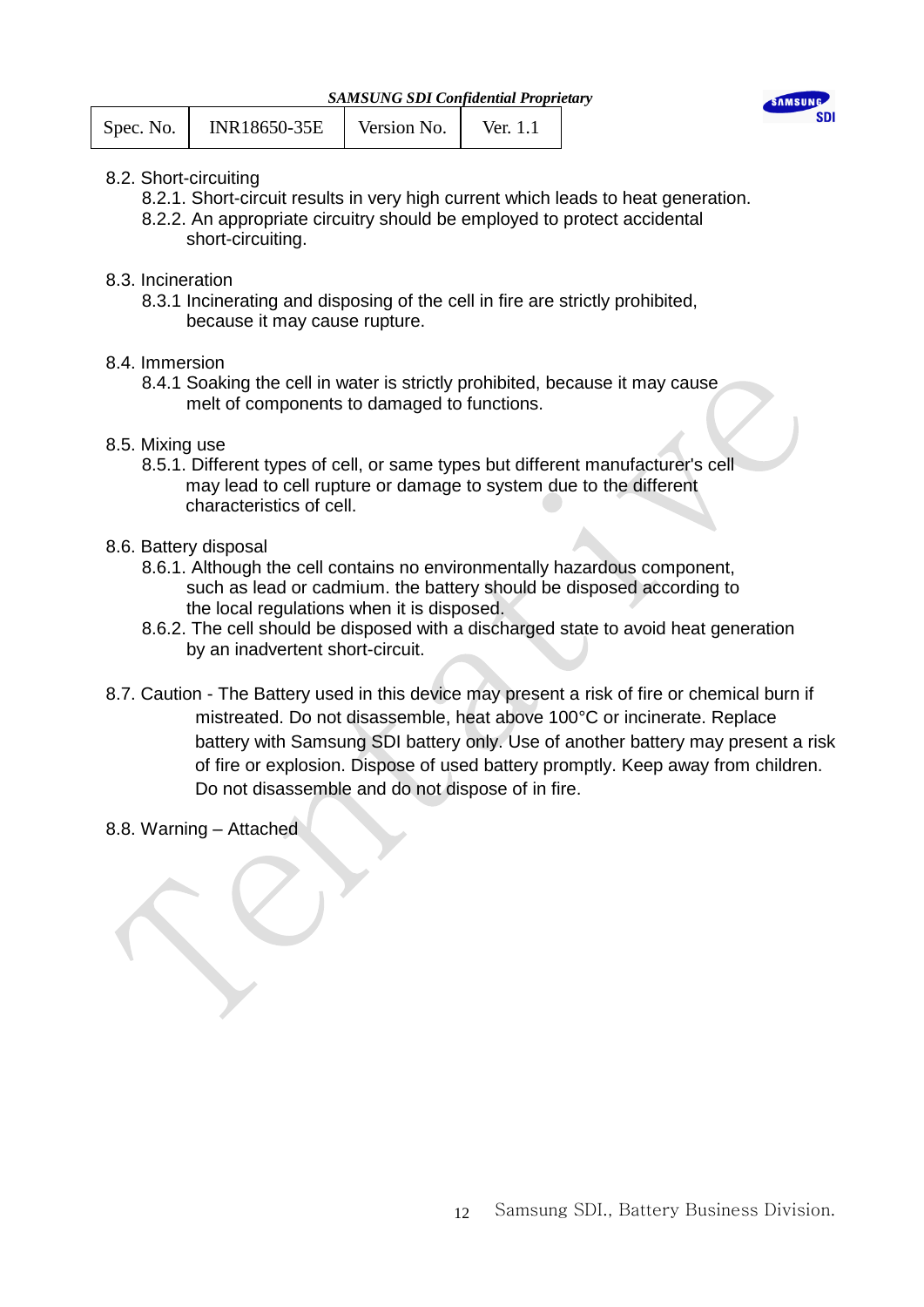8.2. Short-circuiting

8.2.1. Short-circuit results in very high current which leads to heat generation.

8.2.2. An appropriate circuitry should be employed to protect accidental short-circuiting.

8.3. Incineration

8.3.1 Incinerating and disposing of the cell in fire are strictly prohibited, because it may cause rupture.

8.4. Immersion

8.4.1 Soaking the cell in water is strictly prohibited, because it may cause melt of components to damaged to functions.

8.5. Mixing use

8.5.1. Different types of cell, or same types but different manufacturer's cell may lead to cell rupture or damage to system due to the different characteristics of cell.

8.6. Battery disposal

8.6.1. Although the cell contains no environmentally hazardous component, such as lead or cadmium. the battery should be disposed according to the local regulations when it is disposed.

8.6.2. The cell should be disposed with a discharged state to avoid heat generation by an inadvertent short-circuit.

8.7. Caution - The Battery used in this device may present a risk of fire or chemical burn if mistreated. Do not disassemble, heat above 100°C or incinerate. Replace battery with Samsung SDI battery only. Use of another battery may present a risk of fire or explosion. Dispose of used battery promptly. Keep away from children. Do not disassemble and do not dispose of in fire.

8.8. Warning – Attached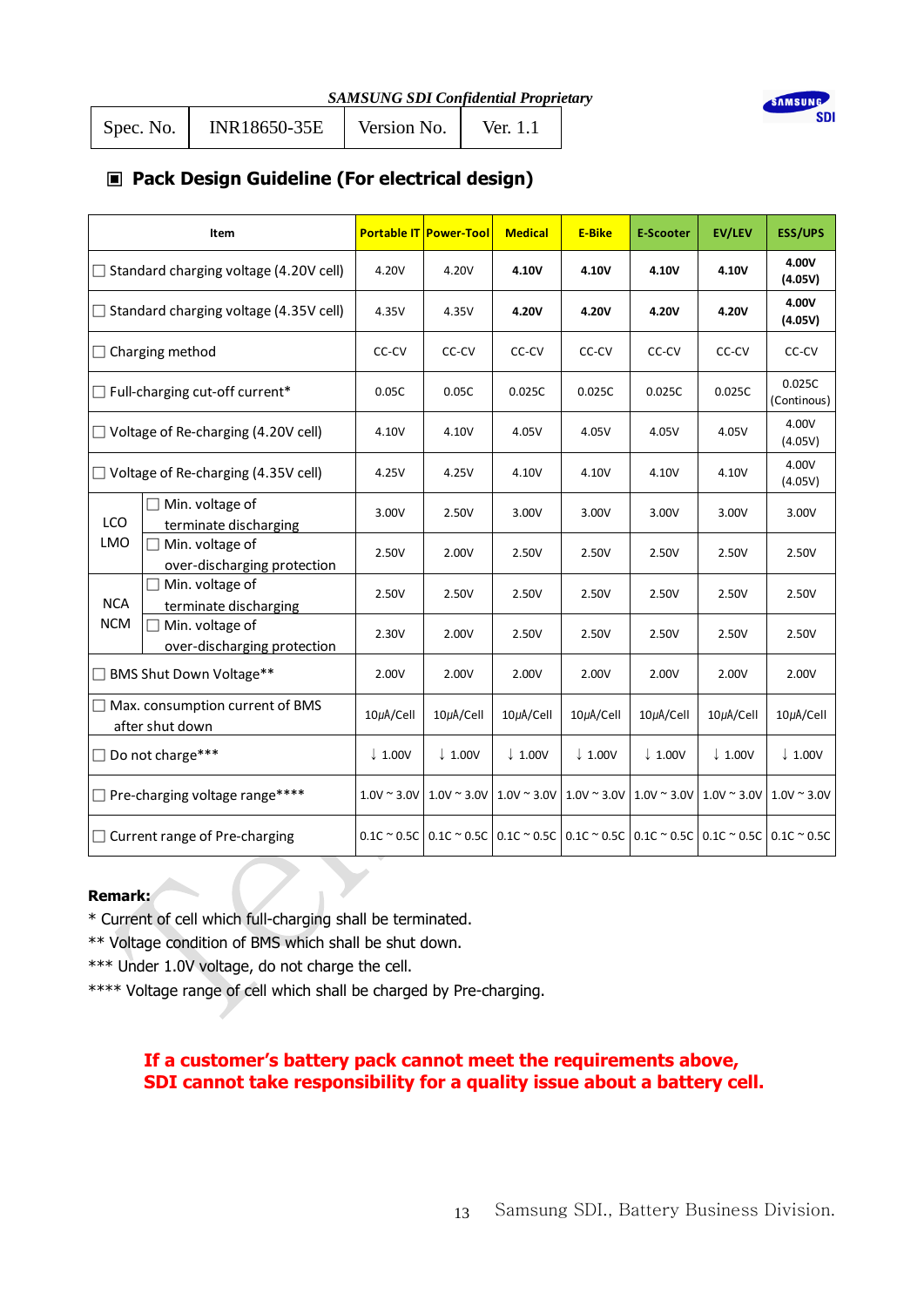*SAMSUNG SDI Confidential Proprietary*

| Spec. No. | INR18650-35E | Version No. | Ver. 1.1 |
|---|---|---|---|

## ▣ Pack Design Guideline (For electrical design)

| Item | | Portable IT | Power-Tool | Medical | E-Bike | E-Scooter | EV/LEV | ESS/UPS |
|---|---|---|---|---|---|---|---|---|
| ☐ Standard charging voltage (4.20V cell) | | 4.20V | 4.20V | **4.10V** | **4.10V** | **4.10V** | **4.10V** | **4.00V (4.05V)** |
| ☐ Standard charging voltage (4.35V cell) | | 4.35V | 4.35V | **4.20V** | **4.20V** | **4.20V** | **4.20V** | **4.00V (4.05V)** |
| ☐ Charging method | | CC-CV | CC-CV | CC-CV | CC-CV | CC-CV | CC-CV | CC-CV |
| ☐ Full-charging cut-off current* | | 0.05C | 0.05C | 0.025C | 0.025C | 0.025C | 0.025C | 0.025C (Continous) |
| ☐ Voltage of Re-charging (4.20V cell) | | 4.10V | 4.10V | 4.05V | 4.05V | 4.05V | 4.05V | 4.00V (4.05V) |
| ☐ Voltage of Re-charging (4.35V cell) | | 4.25V | 4.25V | 4.10V | 4.10V | 4.10V | 4.10V | 4.00V (4.05V) |
| LCO LMO | ☐ Min. voltage of terminate discharging | 3.00V | 2.50V | 3.00V | 3.00V | 3.00V | 3.00V | 3.00V |
| | ☐ Min. voltage of over-discharging protection | 2.50V | 2.00V | 2.50V | 2.50V | 2.50V | 2.50V | 2.50V |
| NCA NCM | ☐ Min. voltage of terminate discharging | 2.50V | 2.50V | 2.50V | 2.50V | 2.50V | 2.50V | 2.50V |
| | ☐ Min. voltage of over-discharging protection | 2.30V | 2.00V | 2.50V | 2.50V | 2.50V | 2.50V | 2.50V |
| ☐ BMS Shut Down Voltage** | | 2.00V | 2.00V | 2.00V | 2.00V | 2.00V | 2.00V | 2.00V |
| ☐ Max. consumption current of BMS after shut down | | 10μA/Cell | 10μA/Cell | 10μA/Cell | 10μA/Cell | 10μA/Cell | 10μA/Cell | 10μA/Cell |
| ☐ Do not charge*** | | ↓ 1.00V | ↓ 1.00V | ↓ 1.00V | ↓ 1.00V | ↓ 1.00V | ↓ 1.00V | ↓ 1.00V |
| ☐ Pre-charging voltage range**** | | 1.0V ~ 3.0V | 1.0V ~ 3.0V | 1.0V ~ 3.0V | 1.0V ~ 3.0V | 1.0V ~ 3.0V | 1.0V ~ 3.0V | 1.0V ~ 3.0V |
| ☐ Current range of Pre-charging | | 0.1C ~ 0.5C | 0.1C ~ 0.5C | 0.1C ~ 0.5C | 0.1C ~ 0.5C | 0.1C ~ 0.5C | 0.1C ~ 0.5C | 0.1C ~ 0.5C |

**Remark:**

* Current of cell which full-charging shall be terminated.
** Voltage condition of BMS which shall be shut down.
*** Under 1.0V voltage, do not charge the cell.
**** Voltage range of cell which shall be charged by Pre-charging.

**If a customer's battery pack cannot meet the requirements above, SDI cannot take responsibility for a quality issue about a battery cell.**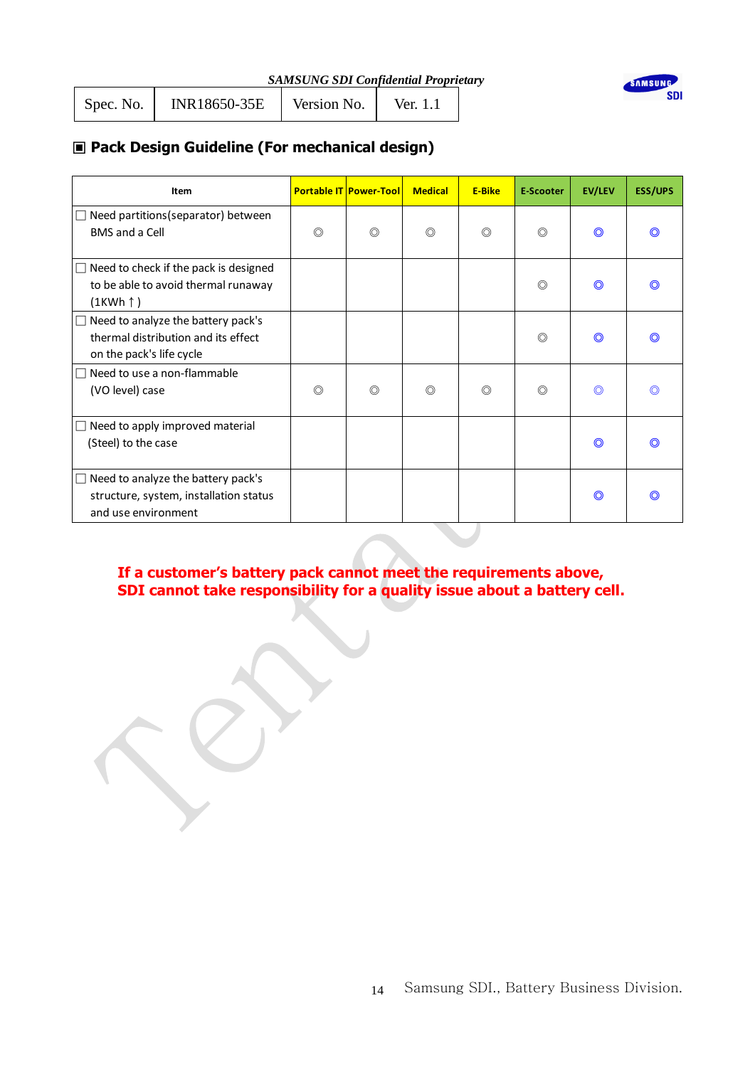## ▣ Pack Design Guideline (For mechanical design)

| Item | Portable IT | Power-Tool | Medical | E-Bike | E-Scooter | EV/LEV | ESS/UPS |
|---|---|---|---|---|---|---|---|
| ☐ Need partitions(separator) between BMS and a Cell | ◎ | ◎ | ◎ | ◎ | ◎ | ◎ | ◎ |
| ☐ Need to check if the pack is designed to be able to avoid thermal runaway (1KWh ↑) | | | | | ◎ | ◎ | ◎ |
| ☐ Need to analyze the battery pack's thermal distribution and its effect on the pack's life cycle | | | | | ◎ | ◎ | ◎ |
| ☐ Need to use a non-flammable (VO level) case | ◎ | ◎ | ◎ | ◎ | ◎ | ◎ | ◎ |
| ☐ Need to apply improved material (Steel) to the case | | | | | | ◎ | ◎ |
| ☐ Need to analyze the battery pack's structure, system, installation status and use environment | | | | | | ◎ | ◎ |

**If a customer's battery pack cannot meet the requirements above, SDI cannot take responsibility for a quality issue about a battery cell.**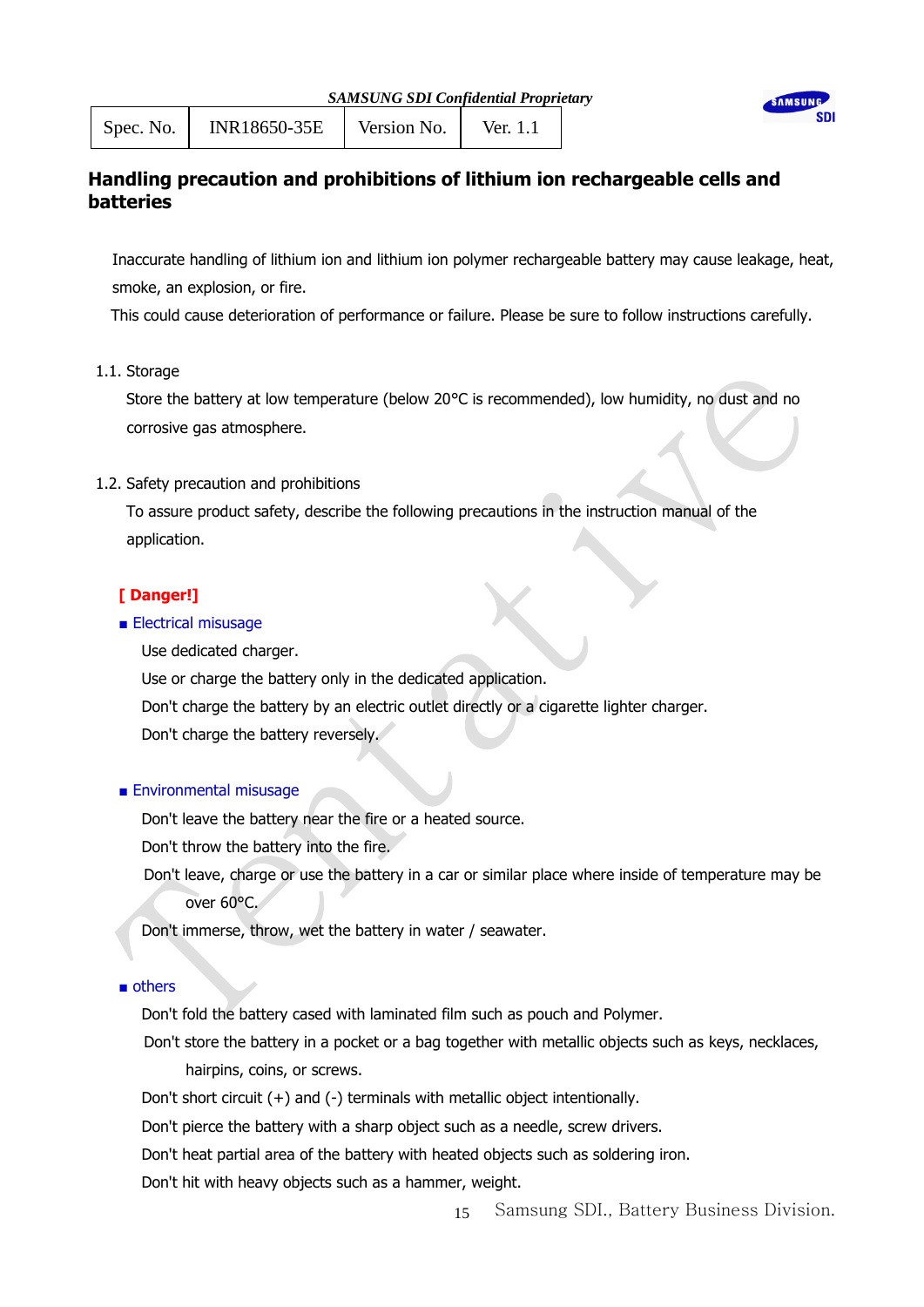## Handling precaution and prohibitions of lithium ion rechargeable cells and batteries

Inaccurate handling of lithium ion and lithium ion polymer rechargeable battery may cause leakage, heat, smoke, an explosion, or fire.

This could cause deterioration of performance or failure. Please be sure to follow instructions carefully.

1.1. Storage

Store the battery at low temperature (below 20°C is recommended), low humidity, no dust and no corrosive gas atmosphere.

1.2. Safety precaution and prohibitions

To assure product safety, describe the following precautions in the instruction manual of the application.

**[ Danger!]**

■ Electrical misusage

Use dedicated charger.

Use or charge the battery only in the dedicated application.

Don't charge the battery by an electric outlet directly or a cigarette lighter charger.

Don't charge the battery reversely.

■ Environmental misusage

Don't leave the battery near the fire or a heated source.

Don't throw the battery into the fire.

Don't leave, charge or use the battery in a car or similar place where inside of temperature may be over 60°C.

Don't immerse, throw, wet the battery in water / seawater.

■ others

Don't fold the battery cased with laminated film such as pouch and Polymer.

Don't store the battery in a pocket or a bag together with metallic objects such as keys, necklaces, hairpins, coins, or screws.

Don't short circuit (+) and (-) terminals with metallic object intentionally.

Don't pierce the battery with a sharp object such as a needle, screw drivers.

Don't heat partial area of the battery with heated objects such as soldering iron.

Don't hit with heavy objects such as a hammer, weight.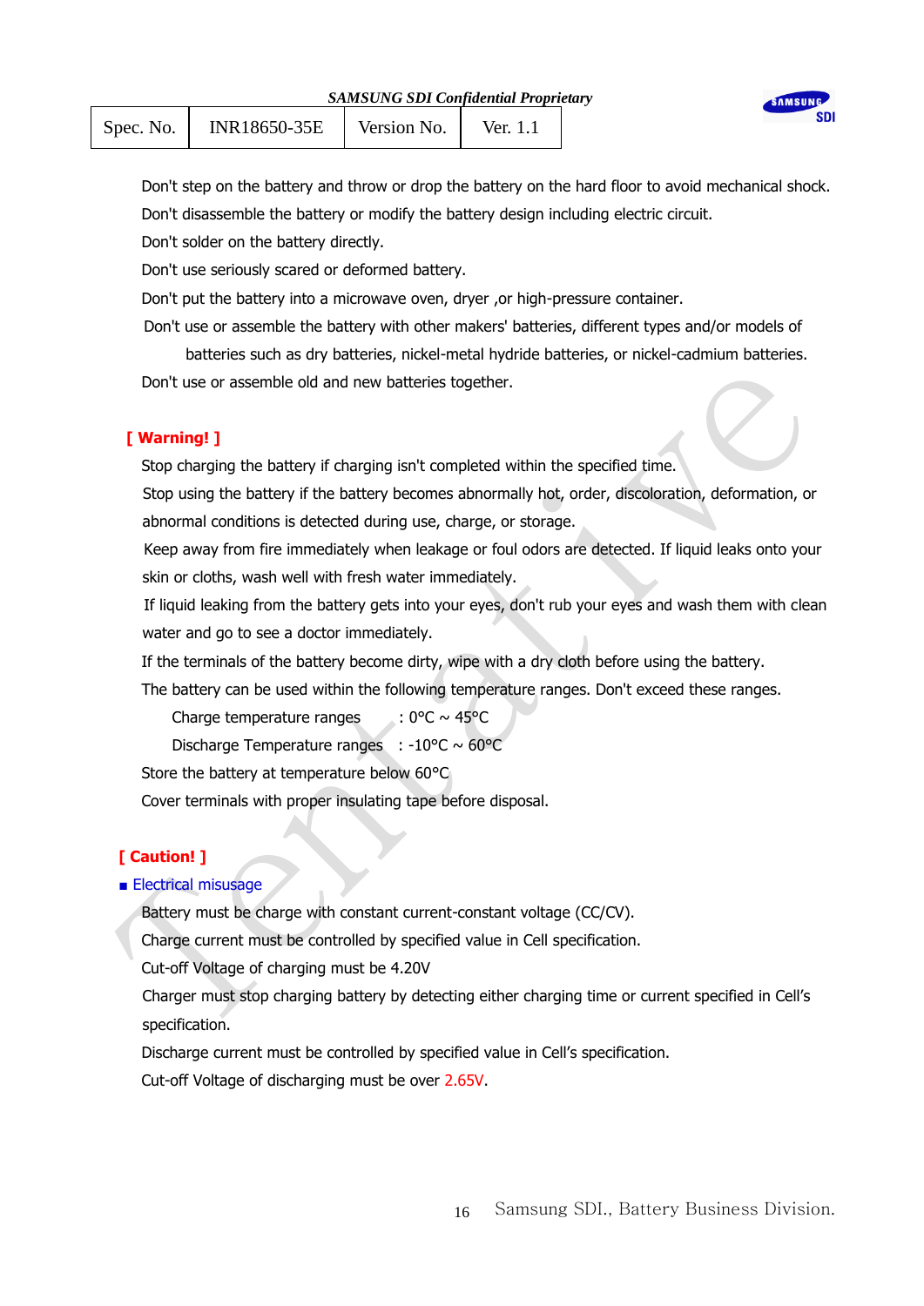Don't step on the battery and throw or drop the battery on the hard floor to avoid mechanical shock.

Don't disassemble the battery or modify the battery design including electric circuit.

Don't solder on the battery directly.

Don't use seriously scared or deformed battery.

Don't put the battery into a microwave oven, dryer ,or high-pressure container.

Don't use or assemble the battery with other makers' batteries, different types and/or models of batteries such as dry batteries, nickel-metal hydride batteries, or nickel-cadmium batteries.

Don't use or assemble old and new batteries together.

**[ Warning! ]**

Stop charging the battery if charging isn't completed within the specified time.

Stop using the battery if the battery becomes abnormally hot, order, discoloration, deformation, or abnormal conditions is detected during use, charge, or storage.

Keep away from fire immediately when leakage or foul odors are detected. If liquid leaks onto your skin or cloths, wash well with fresh water immediately.

If liquid leaking from the battery gets into your eyes, don't rub your eyes and wash them with clean water and go to see a doctor immediately.

If the terminals of the battery become dirty, wipe with a dry cloth before using the battery.

The battery can be used within the following temperature ranges. Don't exceed these ranges.

Charge temperature ranges : 0°C ~ 45°C

Discharge Temperature ranges : -10°C ~ 60°C

Store the battery at temperature below 60°C

Cover terminals with proper insulating tape before disposal.

**[ Caution! ]**

■ Electrical misusage

Battery must be charge with constant current-constant voltage (CC/CV).

Charge current must be controlled by specified value in Cell specification.

Cut-off Voltage of charging must be 4.20V

Charger must stop charging battery by detecting either charging time or current specified in Cell's specification.

Discharge current must be controlled by specified value in Cell's specification.

Cut-off Voltage of discharging must be over 2.65V.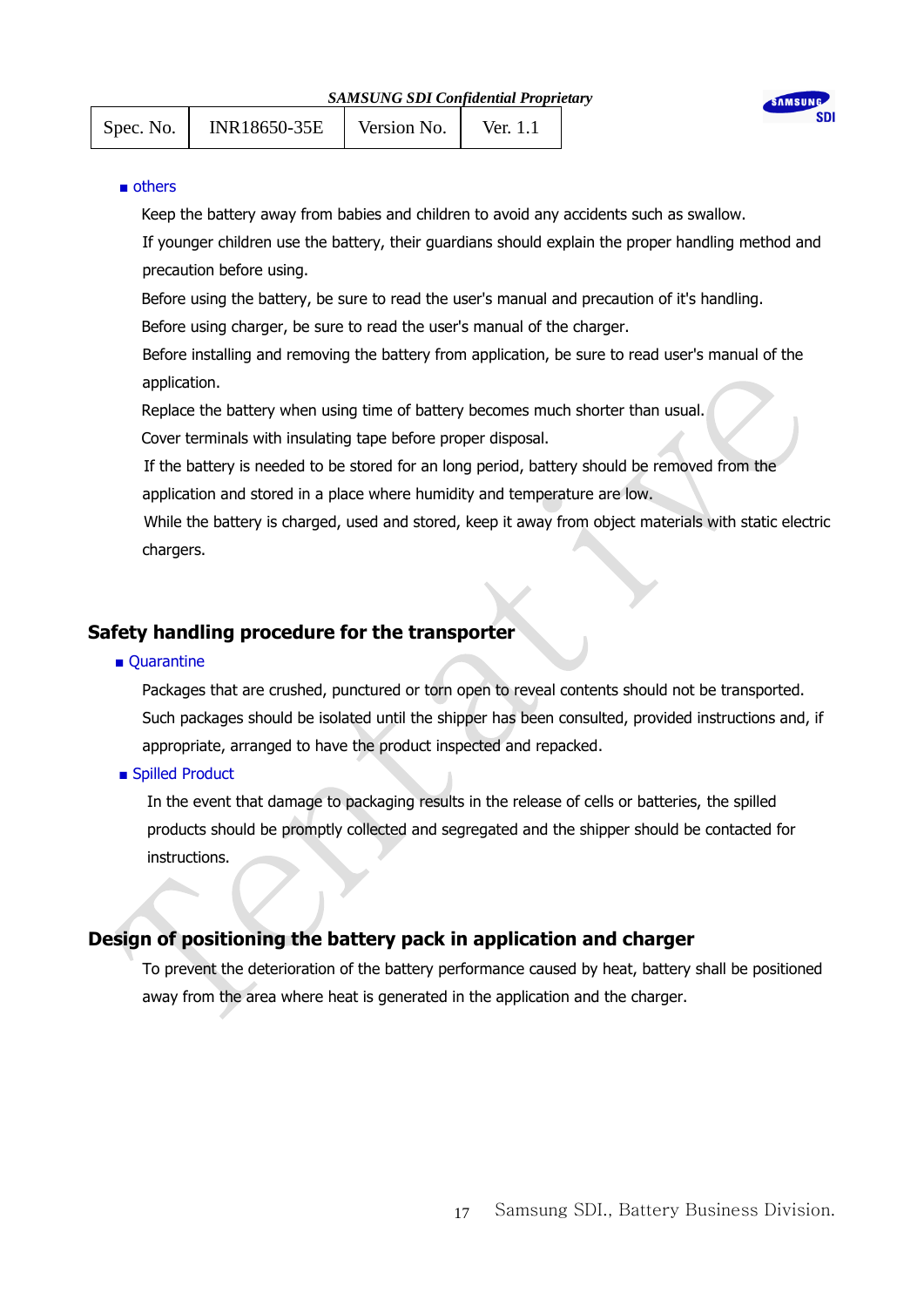■ others

Keep the battery away from babies and children to avoid any accidents such as swallow.

If younger children use the battery, their guardians should explain the proper handling method and precaution before using.

Before using the battery, be sure to read the user's manual and precaution of it's handling.

Before using charger, be sure to read the user's manual of the charger.

Before installing and removing the battery from application, be sure to read user's manual of the application.

Replace the battery when using time of battery becomes much shorter than usual.

Cover terminals with insulating tape before proper disposal.

If the battery is needed to be stored for an long period, battery should be removed from the application and stored in a place where humidity and temperature are low.

While the battery is charged, used and stored, keep it away from object materials with static electric chargers.

## Safety handling procedure for the transporter

■ Quarantine

Packages that are crushed, punctured or torn open to reveal contents should not be transported. Such packages should be isolated until the shipper has been consulted, provided instructions and, if appropriate, arranged to have the product inspected and repacked.

■ Spilled Product

In the event that damage to packaging results in the release of cells or batteries, the spilled products should be promptly collected and segregated and the shipper should be contacted for instructions.

## Design of positioning the battery pack in application and charger

To prevent the deterioration of the battery performance caused by heat, battery shall be positioned away from the area where heat is generated in the application and the charger.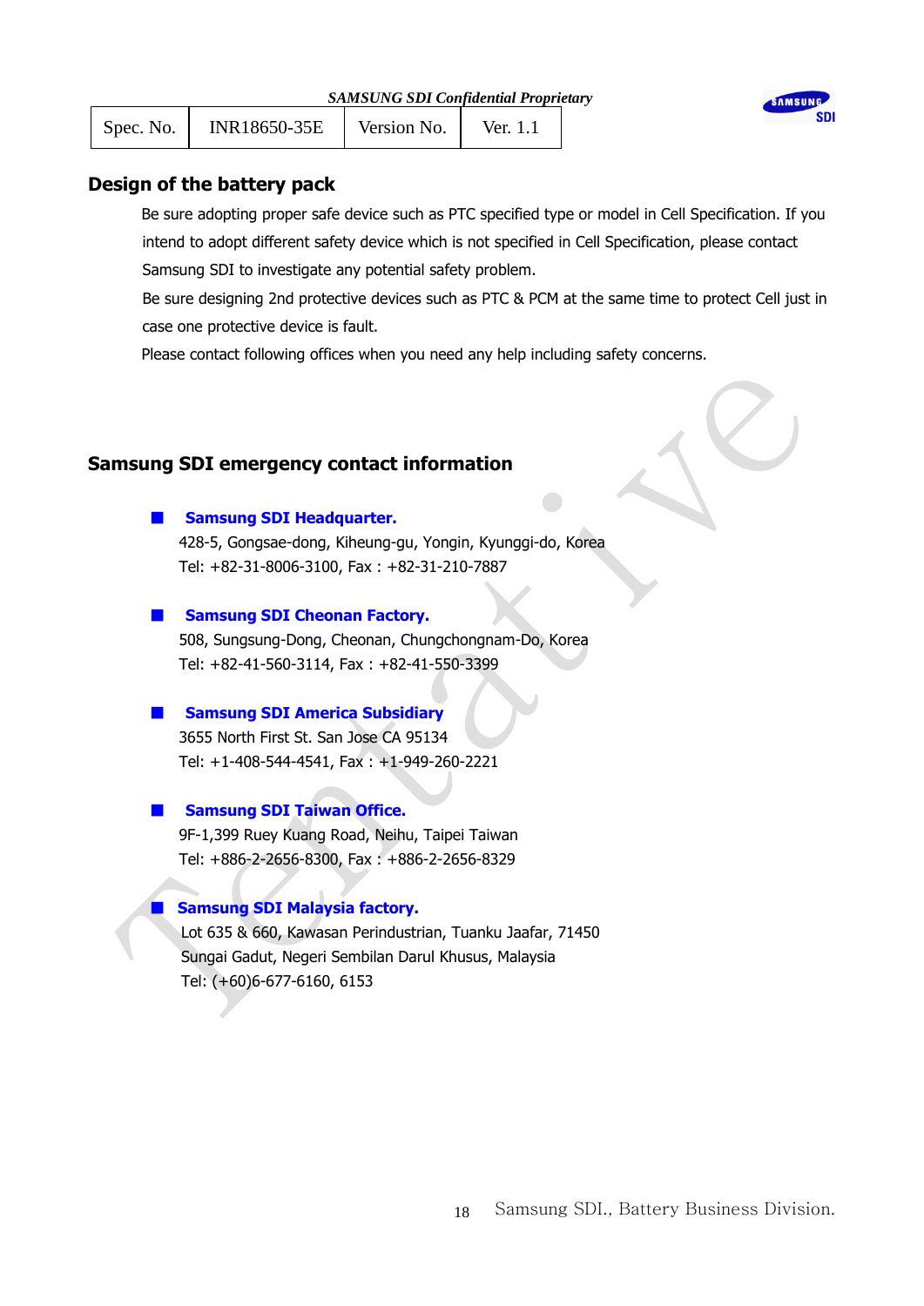## Design of the battery pack

Be sure adopting proper safe device such as PTC specified type or model in Cell Specification. If you intend to adopt different safety device which is not specified in Cell Specification, please contact Samsung SDI to investigate any potential safety problem.

Be sure designing 2nd protective devices such as PTC & PCM at the same time to protect Cell just in case one protective device is fault.

Please contact following offices when you need any help including safety concerns.

## Samsung SDI emergency contact information

- **Samsung SDI Headquarter.**
  428-5, Gongsae-dong, Kiheung-gu, Yongin, Kyunggi-do, Korea
  Tel: +82-31-8006-3100, Fax : +82-31-210-7887

- **Samsung SDI Cheonan Factory.**
  508, Sungsung-Dong, Cheonan, Chungchongnam-Do, Korea
  Tel: +82-41-560-3114, Fax : +82-41-550-3399

- **Samsung SDI America Subsidiary**
  3655 North First St. San Jose CA 95134
  Tel: +1-408-544-4541, Fax : +1-949-260-2221

- **Samsung SDI Taiwan Office.**
  9F-1,399 Ruey Kuang Road, Neihu, Taipei Taiwan
  Tel: +886-2-2656-8300, Fax : +886-2-2656-8329

- **Samsung SDI Malaysia factory.**
  Lot 635 & 660, Kawasan Perindustrian, Tuanku Jaafar, 71450
  Sungai Gadut, Negeri Sembilan Darul Khusus, Malaysia
  Tel: (+60)6-677-6160, 6153